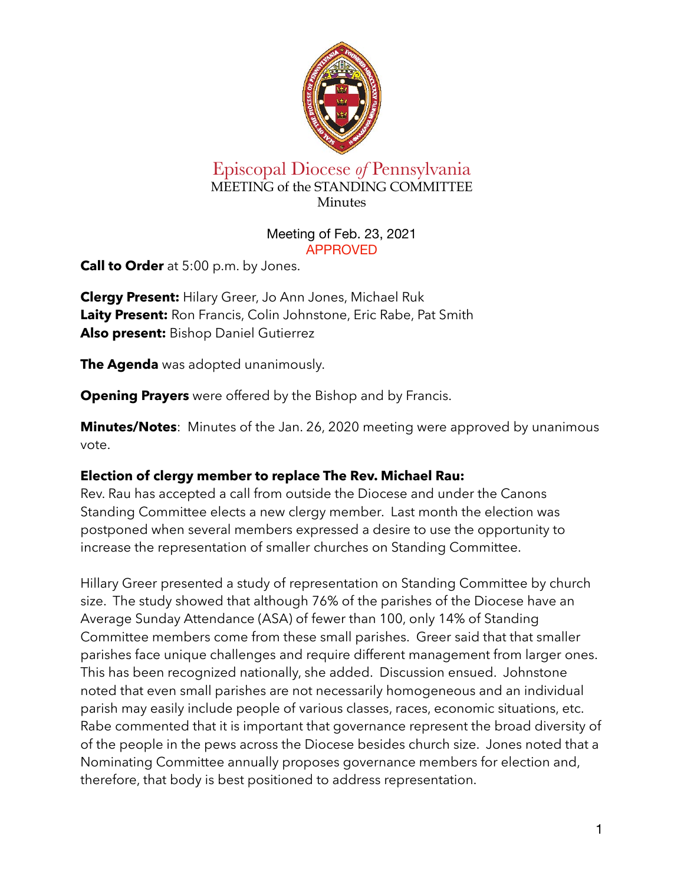# Episcopal Diocese *of* Pennsylvania

MEETING of the STANDING COMMITTEE

Minutes

Meeting of Feb. 23, 2021

APPROVED

**Call to Order** at 5:00 p.m. by Jones.

**Clergy Present:** Hilary Greer, Jo Ann Jones, Michael Ruk
**Laity Present:** Ron Francis, Colin Johnstone, Eric Rabe, Pat Smith
**Also present:** Bishop Daniel Gutierrez

**The Agenda** was adopted unanimously.

**Opening Prayers** were offered by the Bishop and by Francis.

**Minutes/Notes**: Minutes of the Jan. 26, 2020 meeting were approved by unanimous vote.

**Election of clergy member to replace The Rev. Michael Rau:**

Rev. Rau has accepted a call from outside the Diocese and under the Canons Standing Committee elects a new clergy member. Last month the election was postponed when several members expressed a desire to use the opportunity to increase the representation of smaller churches on Standing Committee.

Hillary Greer presented a study of representation on Standing Committee by church size. The study showed that although 76% of the parishes of the Diocese have an Average Sunday Attendance (ASA) of fewer than 100, only 14% of Standing Committee members come from these small parishes. Greer said that that smaller parishes face unique challenges and require different management from larger ones. This has been recognized nationally, she added. Discussion ensued. Johnstone noted that even small parishes are not necessarily homogeneous and an individual parish may easily include people of various classes, races, economic situations, etc. Rabe commented that it is important that governance represent the broad diversity of of the people in the pews across the Diocese besides church size. Jones noted that a Nominating Committee annually proposes governance members for election and, therefore, that body is best positioned to address representation.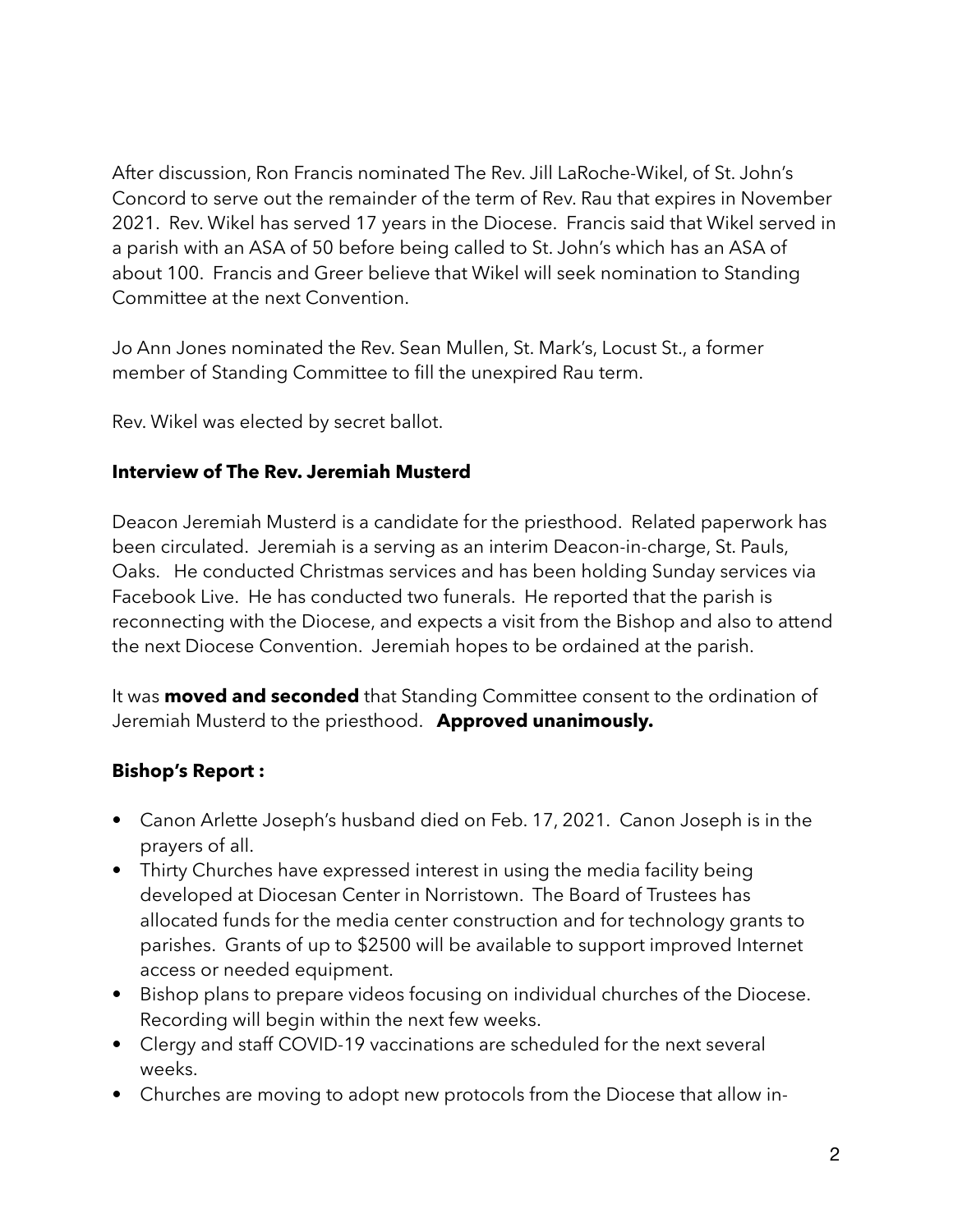After discussion, Ron Francis nominated The Rev. Jill LaRoche-Wikel, of St. John's Concord to serve out the remainder of the term of Rev. Rau that expires in November 2021. Rev. Wikel has served 17 years in the Diocese. Francis said that Wikel served in a parish with an ASA of 50 before being called to St. John's which has an ASA of about 100. Francis and Greer believe that Wikel will seek nomination to Standing Committee at the next Convention.

Jo Ann Jones nominated the Rev. Sean Mullen, St. Mark's, Locust St., a former member of Standing Committee to fill the unexpired Rau term.

Rev. Wikel was elected by secret ballot.

**Interview of The Rev. Jeremiah Musterd**

Deacon Jeremiah Musterd is a candidate for the priesthood. Related paperwork has been circulated. Jeremiah is a serving as an interim Deacon-in-charge, St. Pauls, Oaks. He conducted Christmas services and has been holding Sunday services via Facebook Live. He has conducted two funerals. He reported that the parish is reconnecting with the Diocese, and expects a visit from the Bishop and also to attend the next Diocese Convention. Jeremiah hopes to be ordained at the parish.

It was **moved and seconded** that Standing Committee consent to the ordination of Jeremiah Musterd to the priesthood. **Approved unanimously.**

**Bishop's Report :**

- Canon Arlette Joseph's husband died on Feb. 17, 2021. Canon Joseph is in the prayers of all.
- Thirty Churches have expressed interest in using the media facility being developed at Diocesan Center in Norristown. The Board of Trustees has allocated funds for the media center construction and for technology grants to parishes. Grants of up to $2500 will be available to support improved Internet access or needed equipment.
- Bishop plans to prepare videos focusing on individual churches of the Diocese. Recording will begin within the next few weeks.
- Clergy and staff COVID-19 vaccinations are scheduled for the next several weeks.
- Churches are moving to adopt new protocols from the Diocese that allow in-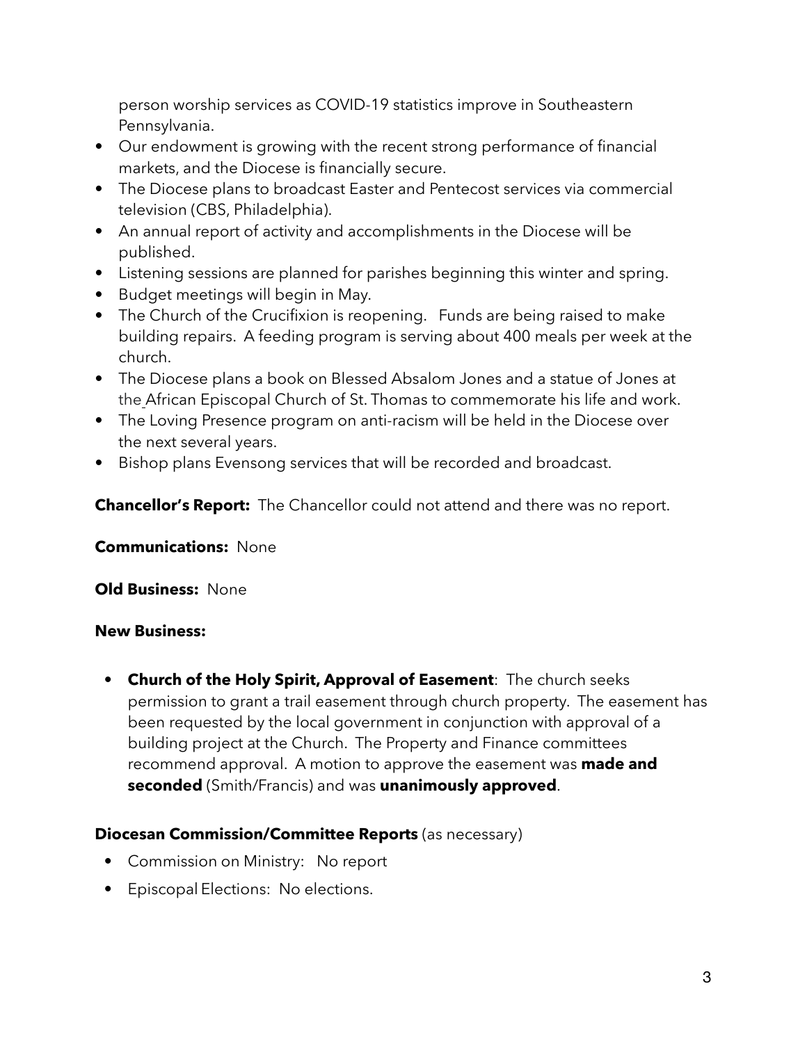person worship services as COVID-19 statistics improve in Southeastern Pennsylvania.

- Our endowment is growing with the recent strong performance of financial markets, and the Diocese is financially secure.
- The Diocese plans to broadcast Easter and Pentecost services via commercial television (CBS, Philadelphia).
- An annual report of activity and accomplishments in the Diocese will be published.
- Listening sessions are planned for parishes beginning this winter and spring.
- Budget meetings will begin in May.
- The Church of the Crucifixion is reopening. Funds are being raised to make building repairs. A feeding program is serving about 400 meals per week at the church.
- The Diocese plans a book on Blessed Absalom Jones and a statue of Jones at the African Episcopal Church of St. Thomas to commemorate his life and work.
- The Loving Presence program on anti-racism will be held in the Diocese over the next several years.
- Bishop plans Evensong services that will be recorded and broadcast.

**Chancellor's Report:** The Chancellor could not attend and there was no report.

**Communications:** None

**Old Business:** None

**New Business:**

- **Church of the Holy Spirit, Approval of Easement**: The church seeks permission to grant a trail easement through church property. The easement has been requested by the local government in conjunction with approval of a building project at the Church. The Property and Finance committees recommend approval. A motion to approve the easement was **made and seconded** (Smith/Francis) and was **unanimously approved**.

**Diocesan Commission/Committee Reports** (as necessary)

- Commission on Ministry: No report
- Episcopal Elections: No elections.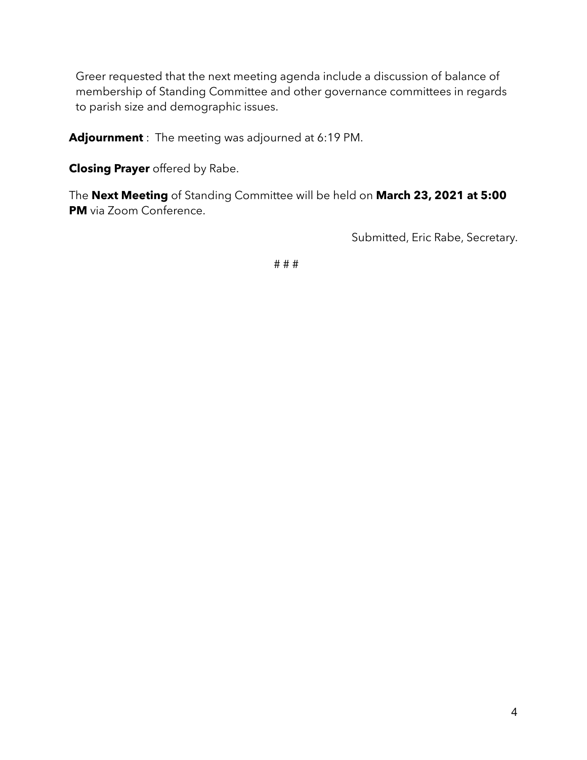Greer requested that the next meeting agenda include a discussion of balance of membership of Standing Committee and other governance committees in regards to parish size and demographic issues.

**Adjournment** : The meeting was adjourned at 6:19 PM.

**Closing Prayer** offered by Rabe.

The **Next Meeting** of Standing Committee will be held on **March 23, 2021 at 5:00 PM** via Zoom Conference.

Submitted, Eric Rabe, Secretary.

# # #